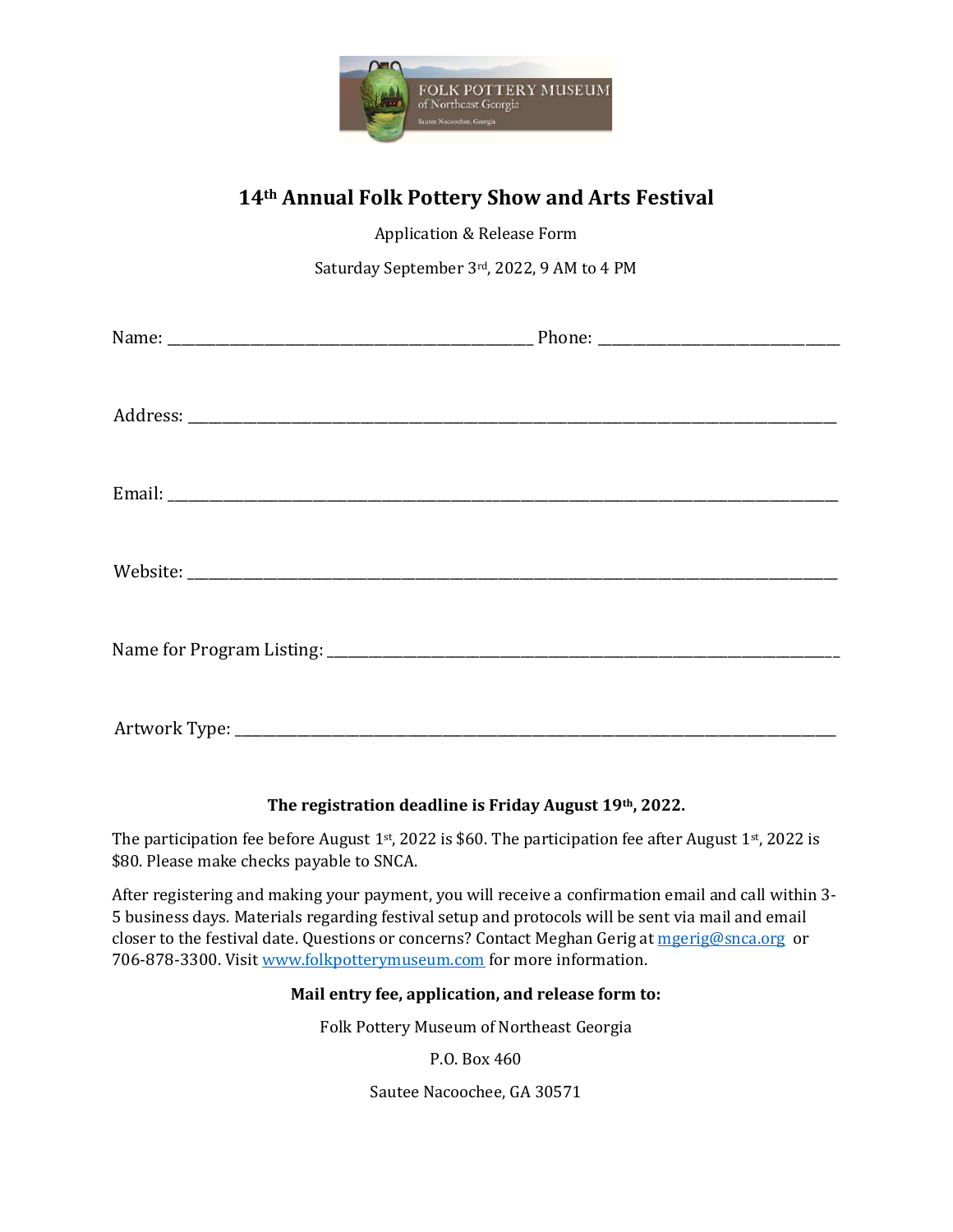# 14th Annual Folk Pottery Show and Arts Festival

Application & Release Form

Saturday September 3rd, 2022, 9 AM to 4 PM

Name: _______________________________________________ Phone: _______________________________

Address: _____________________________________________________________________________________

Email: _______________________________________________________________________________________

Website: _____________________________________________________________________________________

Name for Program Listing: ___________________________________________________________________

Artwork Type: ________________________________________________________________________________

**The registration deadline is Friday August 19th, 2022.**

The participation fee before August 1st, 2022 is $60. The participation fee after August 1st, 2022 is $80. Please make checks payable to SNCA.

After registering and making your payment, you will receive a confirmation email and call within 3-5 business days. Materials regarding festival setup and protocols will be sent via mail and email closer to the festival date. Questions or concerns? Contact Meghan Gerig at mgerig@snca.org or 706-878-3300. Visit www.folkpotterymuseum.com for more information.

**Mail entry fee, application, and release form to:**

Folk Pottery Museum of Northeast Georgia

P.O. Box 460

Sautee Nacoochee, GA 30571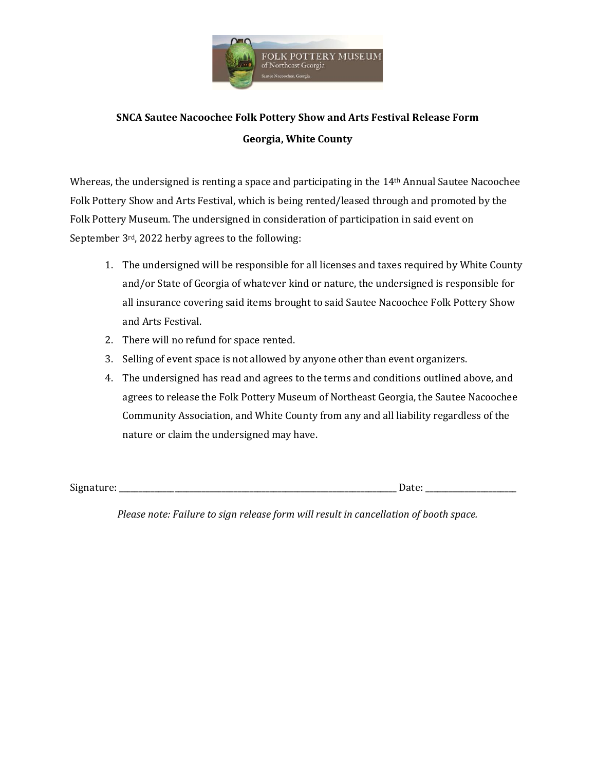**SNCA Sautee Nacoochee Folk Pottery Show and Arts Festival Release Form**

**Georgia, White County**

Whereas, the undersigned is renting a space and participating in the 14th Annual Sautee Nacoochee Folk Pottery Show and Arts Festival, which is being rented/leased through and promoted by the Folk Pottery Museum. The undersigned in consideration of participation in said event on September 3rd, 2022 herby agrees to the following:

1. The undersigned will be responsible for all licenses and taxes required by White County and/or State of Georgia of whatever kind or nature, the undersigned is responsible for all insurance covering said items brought to said Sautee Nacoochee Folk Pottery Show and Arts Festival.
2. There will no refund for space rented.
3. Selling of event space is not allowed by anyone other than event organizers.
4. The undersigned has read and agrees to the terms and conditions outlined above, and agrees to release the Folk Pottery Museum of Northeast Georgia, the Sautee Nacoochee Community Association, and White County from any and all liability regardless of the nature or claim the undersigned may have.

Signature: ______________________________________________ Date: ____________________

*Please note: Failure to sign release form will result in cancellation of booth space.*